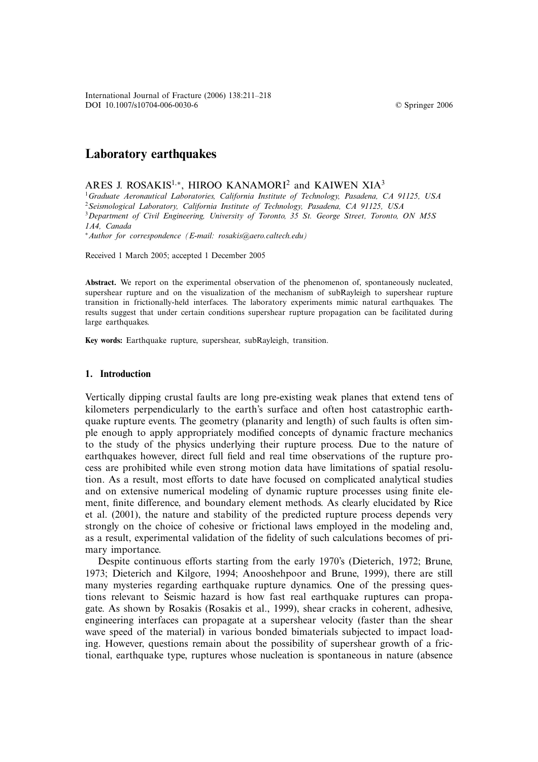# Laboratory earthquakes

ARES J. ROSAKIS[1,*], HIROO KANAMORI[2] and KAIWEN XIA[3]

[1]*Graduate Aeronautical Laboratories, California Institute of Technology, Pasadena, CA 91125, USA*
[2]*Seismological Laboratory, California Institute of Technology, Pasadena, CA 91125, USA*
[3]*Department of Civil Engineering, University of Toronto, 35 St. George Street, Toronto, ON M5S 1A4, Canada*
[*]*Author for correspondence (E-mail: rosakis@aero.caltech.edu)*

Received 1 March 2005; accepted 1 December 2005

**Abstract.** We report on the experimental observation of the phenomenon of, spontaneously nucleated, supershear rupture and on the visualization of the mechanism of subRayleigh to supershear rupture transition in frictionally-held interfaces. The laboratory experiments mimic natural earthquakes. The results suggest that under certain conditions supershear rupture propagation can be facilitated during large earthquakes.

**Key words:** Earthquake rupture, supershear, subRayleigh, transition.

## 1. Introduction

Vertically dipping crustal faults are long pre-existing weak planes that extend tens of kilometers perpendicularly to the earth's surface and often host catastrophic earthquake rupture events. The geometry (planarity and length) of such faults is often simple enough to apply appropriately modified concepts of dynamic fracture mechanics to the study of the physics underlying their rupture process. Due to the nature of earthquakes however, direct full field and real time observations of the rupture process are prohibited while even strong motion data have limitations of spatial resolution. As a result, most efforts to date have focused on complicated analytical studies and on extensive numerical modeling of dynamic rupture processes using finite element, finite difference, and boundary element methods. As clearly elucidated by Rice et al. (2001), the nature and stability of the predicted rupture process depends very strongly on the choice of cohesive or frictional laws employed in the modeling and, as a result, experimental validation of the fidelity of such calculations becomes of primary importance.

Despite continuous efforts starting from the early 1970's (Dieterich, 1972; Brune, 1973; Dieterich and Kilgore, 1994; Anooshehpoor and Brune, 1999), there are still many mysteries regarding earthquake rupture dynamics. One of the pressing questions relevant to Seismic hazard is how fast real earthquake ruptures can propagate. As shown by Rosakis (Rosakis et al., 1999), shear cracks in coherent, adhesive, engineering interfaces can propagate at a supershear velocity (faster than the shear wave speed of the material) in various bonded bimaterials subjected to impact loading. However, questions remain about the possibility of supershear growth of a frictional, earthquake type, ruptures whose nucleation is spontaneous in nature (absence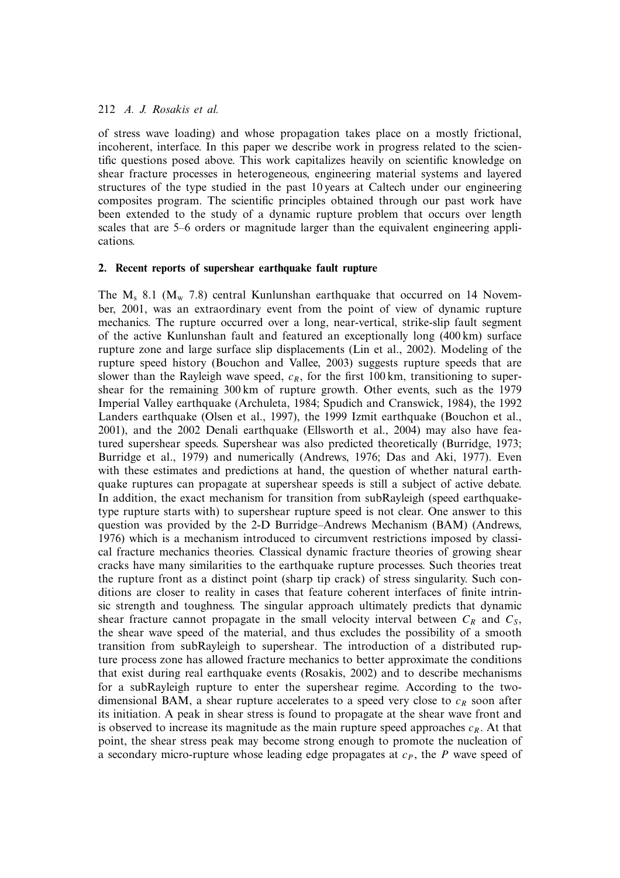of stress wave loading) and whose propagation takes place on a mostly frictional, incoherent, interface. In this paper we describe work in progress related to the scientific questions posed above. This work capitalizes heavily on scientific knowledge on shear fracture processes in heterogeneous, engineering material systems and layered structures of the type studied in the past 10 years at Caltech under our engineering composites program. The scientific principles obtained through our past work have been extended to the study of a dynamic rupture problem that occurs over length scales that are 5–6 orders or magnitude larger than the equivalent engineering applications.

## 2. Recent reports of supershear earthquake fault rupture

The $M_s$ 8.1 ($M_w$ 7.8) central Kunlunshan earthquake that occurred on 14 November, 2001, was an extraordinary event from the point of view of dynamic rupture mechanics. The rupture occurred over a long, near-vertical, strike-slip fault segment of the active Kunlunshan fault and featured an exceptionally long (400 km) surface rupture zone and large surface slip displacements (Lin et al., 2002). Modeling of the rupture speed history (Bouchon and Vallee, 2003) suggests rupture speeds that are slower than the Rayleigh wave speed, $c_R$, for the first 100 km, transitioning to supershear for the remaining 300 km of rupture growth. Other events, such as the 1979 Imperial Valley earthquake (Archuleta, 1984; Spudich and Cranswick, 1984), the 1992 Landers earthquake (Olsen et al., 1997), the 1999 Izmit earthquake (Bouchon et al., 2001), and the 2002 Denali earthquake (Ellsworth et al., 2004) may also have featured supershear speeds. Supershear was also predicted theoretically (Burridge, 1973; Burridge et al., 1979) and numerically (Andrews, 1976; Das and Aki, 1977). Even with these estimates and predictions at hand, the question of whether natural earthquake ruptures can propagate at supershear speeds is still a subject of active debate. In addition, the exact mechanism for transition from subRayleigh (speed earthquake-type rupture starts with) to supershear rupture speed is not clear. One answer to this question was provided by the 2-D Burridge–Andrews Mechanism (BAM) (Andrews, 1976) which is a mechanism introduced to circumvent restrictions imposed by classical fracture mechanics theories. Classical dynamic fracture theories of growing shear cracks have many similarities to the earthquake rupture processes. Such theories treat the rupture front as a distinct point (sharp tip crack) of stress singularity. Such conditions are closer to reality in cases that feature coherent interfaces of finite intrinsic strength and toughness. The singular approach ultimately predicts that dynamic shear fracture cannot propagate in the small velocity interval between $C_R$ and $C_S$, the shear wave speed of the material, and thus excludes the possibility of a smooth transition from subRayleigh to supershear. The introduction of a distributed rupture process zone has allowed fracture mechanics to better approximate the conditions that exist during real earthquake events (Rosakis, 2002) and to describe mechanisms for a subRayleigh rupture to enter the supershear regime. According to the two-dimensional BAM, a shear rupture accelerates to a speed very close to $c_R$ soon after its initiation. A peak in shear stress is found to propagate at the shear wave front and is observed to increase its magnitude as the main rupture speed approaches $c_R$. At that point, the shear stress peak may become strong enough to promote the nucleation of a secondary micro-rupture whose leading edge propagates at $c_P$, the $P$ wave speed of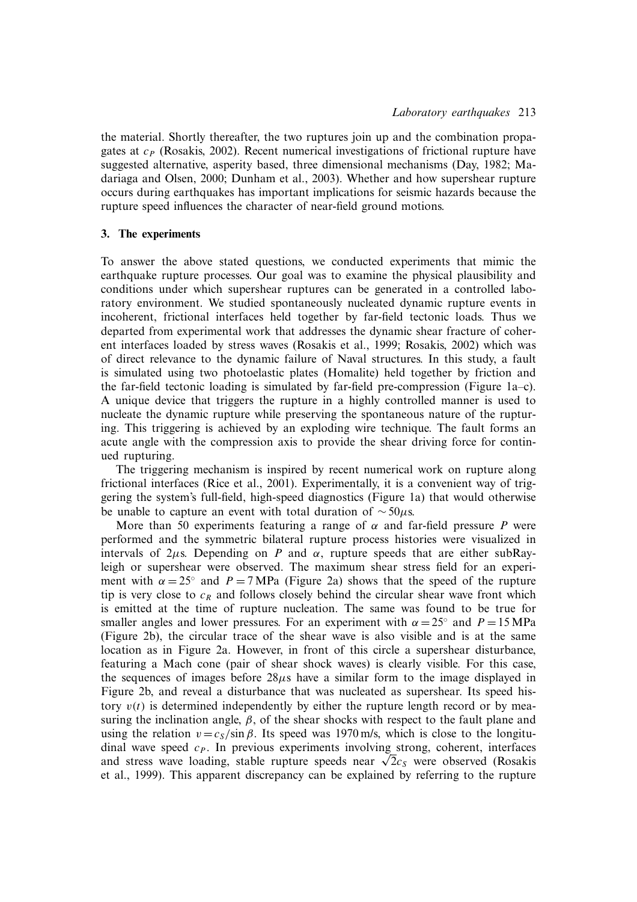the material. Shortly thereafter, the two ruptures join up and the combination propagates at $c_P$ (Rosakis, 2002). Recent numerical investigations of frictional rupture have suggested alternative, asperity based, three dimensional mechanisms (Day, 1982; Madariaga and Olsen, 2000; Dunham et al., 2003). Whether and how supershear rupture occurs during earthquakes has important implications for seismic hazards because the rupture speed influences the character of near-field ground motions.

## 3. The experiments

To answer the above stated questions, we conducted experiments that mimic the earthquake rupture processes. Our goal was to examine the physical plausibility and conditions under which supershear ruptures can be generated in a controlled laboratory environment. We studied spontaneously nucleated dynamic rupture events in incoherent, frictional interfaces held together by far-field tectonic loads. Thus we departed from experimental work that addresses the dynamic shear fracture of coherent interfaces loaded by stress waves (Rosakis et al., 1999; Rosakis, 2002) which was of direct relevance to the dynamic failure of Naval structures. In this study, a fault is simulated using two photoelastic plates (Homalite) held together by friction and the far-field tectonic loading is simulated by far-field pre-compression (Figure 1a–c). A unique device that triggers the rupture in a highly controlled manner is used to nucleate the dynamic rupture while preserving the spontaneous nature of the rupturing. This triggering is achieved by an exploding wire technique. The fault forms an acute angle with the compression axis to provide the shear driving force for continued rupturing.

The triggering mechanism is inspired by recent numerical work on rupture along frictional interfaces (Rice et al., 2001). Experimentally, it is a convenient way of triggering the system's full-field, high-speed diagnostics (Figure 1a) that would otherwise be unable to capture an event with total duration of $\sim 50\mu$s.

More than 50 experiments featuring a range of $\alpha$ and far-field pressure $P$ were performed and the symmetric bilateral rupture process histories were visualized in intervals of $2\mu$s. Depending on $P$ and $\alpha$, rupture speeds that are either subRayleigh or supershear were observed. The maximum shear stress field for an experiment with $\alpha = 25^\circ$ and $P = 7$ MPa (Figure 2a) shows that the speed of the rupture tip is very close to $c_R$ and follows closely behind the circular shear wave front which is emitted at the time of rupture nucleation. The same was found to be true for smaller angles and lower pressures. For an experiment with $\alpha = 25^\circ$ and $P = 15$ MPa (Figure 2b), the circular trace of the shear wave is also visible and is at the same location as in Figure 2a. However, in front of this circle a supershear disturbance, featuring a Mach cone (pair of shear shock waves) is clearly visible. For this case, the sequences of images before $28\mu$s have a similar form to the image displayed in Figure 2b, and reveal a disturbance that was nucleated as supershear. Its speed history $v(t)$ is determined independently by either the rupture length record or by measuring the inclination angle, $\beta$, of the shear shocks with respect to the fault plane and using the relation $v = c_S/\sin\beta$. Its speed was 1970 m/s, which is close to the longitudinal wave speed $c_P$. In previous experiments involving strong, coherent, interfaces and stress wave loading, stable rupture speeds near $\sqrt{2}c_S$ were observed (Rosakis et al., 1999). This apparent discrepancy can be explained by referring to the rupture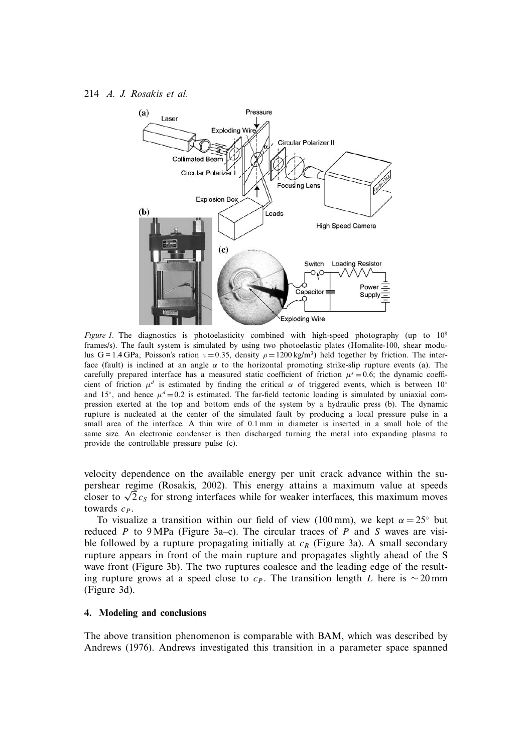*Figure 1.* The diagnostics is photoelasticity combined with high-speed photography (up to $10^8$ frames/s). The fault system is simulated by using two photoelastic plates (Homalite-100, shear modulus G = 1.4 GPa, Poisson's ration $\nu = 0.35$, density $\rho = 1200\,\mathrm{kg/m^3}$) held together by friction. The interface (fault) is inclined at an angle $\alpha$ to the horizontal promoting strike-slip rupture events (a). The carefully prepared interface has a measured static coefficient of friction $\mu^s = 0.6$; the dynamic coefficient of friction $\mu^d$ is estimated by finding the critical $\alpha$ of triggered events, which is between $10^\circ$ and $15^\circ$, and hence $\mu^d = 0.2$ is estimated. The far-field tectonic loading is simulated by uniaxial compression exerted at the top and bottom ends of the system by a hydraulic press (b). The dynamic rupture is nucleated at the center of the simulated fault by producing a local pressure pulse in a small area of the interface. A thin wire of 0.1 mm in diameter is inserted in a small hole of the same size. An electronic condenser is then discharged turning the metal into expanding plasma to provide the controllable pressure pulse (c).

velocity dependence on the available energy per unit crack advance within the supershear regime (Rosakis, 2002). This energy attains a maximum value at speeds closer to $\sqrt{2}c_S$ for strong interfaces while for weaker interfaces, this maximum moves towards $c_P$.

To visualize a transition within our field of view (100 mm), we kept $\alpha = 25^\circ$ but reduced $P$ to 9 MPa (Figure 3a–c). The circular traces of $P$ and $S$ waves are visible followed by a rupture propagating initially at $c_R$ (Figure 3a). A small secondary rupture appears in front of the main rupture and propagates slightly ahead of the S wave front (Figure 3b). The two ruptures coalesce and the leading edge of the resulting rupture grows at a speed close to $c_P$. The transition length $L$ here is $\sim 20$ mm (Figure 3d).

## 4. Modeling and conclusions

The above transition phenomenon is comparable with BAM, which was described by Andrews (1976). Andrews investigated this transition in a parameter space spanned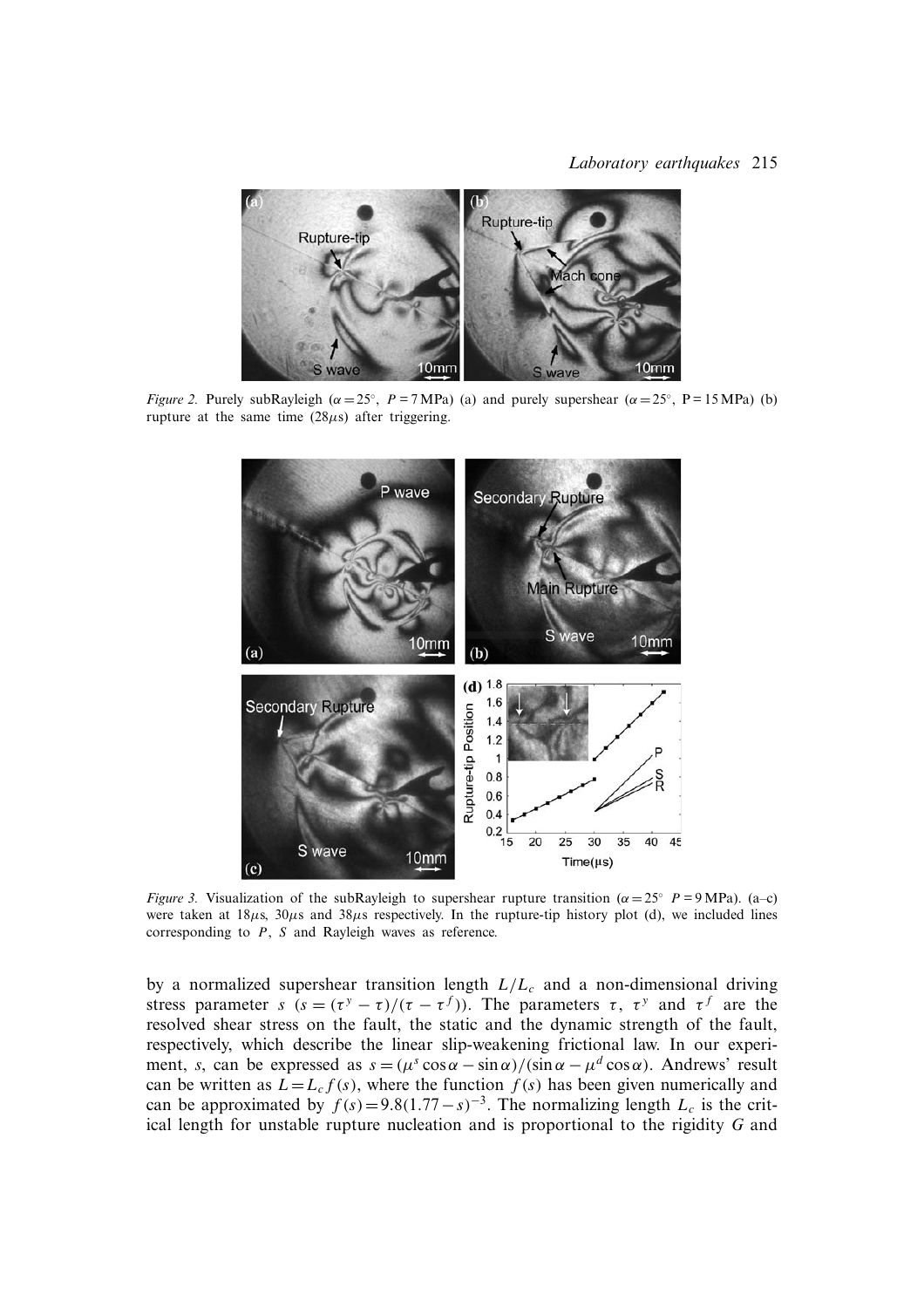*Figure 2.* Purely subRayleigh ($\alpha = 25^\circ$, $P = 7\,\text{MPa}$) (a) and purely supershear ($\alpha = 25^\circ$, $P = 15\,\text{MPa}$) (b) rupture at the same time ($28\mu\text{s}$) after triggering.

*Figure 3.* Visualization of the subRayleigh to supershear rupture transition ($\alpha = 25^\circ$ $P = 9\,\text{MPa}$). (a–c) were taken at $18\mu\text{s}$, $30\mu\text{s}$ and $38\mu\text{s}$ respectively. In the rupture-tip history plot (d), we included lines corresponding to $P$, $S$ and Rayleigh waves as reference.

by a normalized supershear transition length $L/L_c$ and a non-dimensional driving stress parameter $s$ ($s = (\tau^y - \tau)/(\tau - \tau^f)$). The parameters $\tau$, $\tau^y$ and $\tau^f$ are the resolved shear stress on the fault, the static and the dynamic strength of the fault, respectively, which describe the linear slip-weakening frictional law. In our experiment, $s$, can be expressed as $s = (\mu^s \cos\alpha - \sin\alpha)/(\sin\alpha - \mu^d \cos\alpha)$. Andrews' result can be written as $L = L_c f(s)$, where the function $f(s)$ has been given numerically and can be approximated by $f(s) = 9.8(1.77 - s)^{-3}$. The normalizing length $L_c$ is the critical length for unstable rupture nucleation and is proportional to the rigidity $G$ and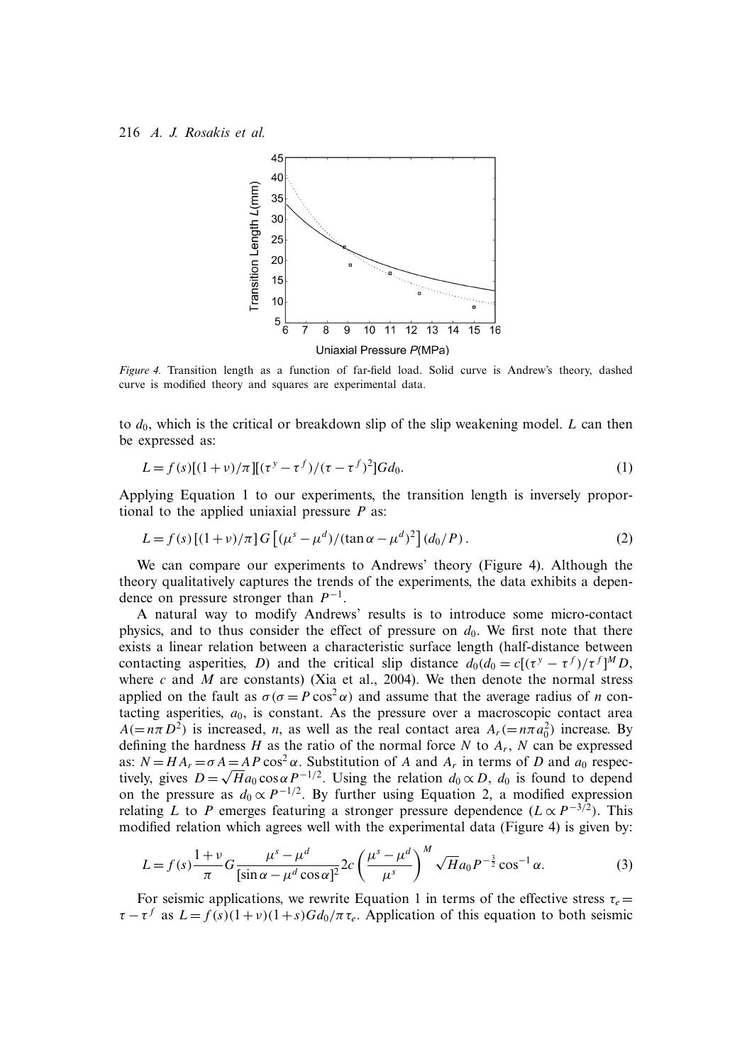*Figure 4.* Transition length as a function of far-field load. Solid curve is Andrew's theory, dashed curve is modified theory and squares are experimental data.

to $d_0$, which is the critical or breakdown slip of the slip weakening model. $L$ can then be expressed as:

$$L = f(s)[(1+\nu)/\pi][(\tau^y - \tau^f)/(\tau - \tau^f)^2]Gd_0. \tag{1}$$

Applying Equation 1 to our experiments, the transition length is inversely proportional to the applied uniaxial pressure $P$ as:

$$L = f(s)\,[(1+\nu)/\pi]\,G\left[(\mu^s - \mu^d)/(\tan\alpha - \mu^d)^2\right](d_0/P)\,. \tag{2}$$

We can compare our experiments to Andrews' theory (Figure 4). Although the theory qualitatively captures the trends of the experiments, the data exhibits a dependence on pressure stronger than $P^{-1}$.

A natural way to modify Andrews' results is to introduce some micro-contact physics, and to thus consider the effect of pressure on $d_0$. We first note that there exists a linear relation between a characteristic surface length (half-distance between contacting asperities, $D$) and the critical slip distance $d_0 (d_0 = c[(\tau^y - \tau^f)/\tau^f]^M D$, where $c$ and $M$ are constants) (Xia et al., 2004). We then denote the normal stress applied on the fault as $\sigma (\sigma = P\cos^2\alpha)$ and assume that the average radius of $n$ contacting asperities, $a_0$, is constant. As the pressure over a macroscopic contact area $A (= n\pi D^2)$ is increased, $n$, as well as the real contact area $A_r (= n\pi a_0^2)$ increase. By defining the hardness $H$ as the ratio of the normal force $N$ to $A_r$, $N$ can be expressed as: $N = HA_r = \sigma A = AP\cos^2\alpha$. Substitution of $A$ and $A_r$ in terms of $D$ and $a_0$ respectively, gives $D = \sqrt{H}a_0 \cos\alpha P^{-1/2}$. Using the relation $d_0 \propto D$, $d_0$ is found to depend on the pressure as $d_0 \propto P^{-1/2}$. By further using Equation 2, a modified expression relating $L$ to $P$ emerges featuring a stronger pressure dependence ($L \propto P^{-3/2}$). This modified relation which agrees well with the experimental data (Figure 4) is given by:

$$L = f(s)\frac{1+\nu}{\pi}G\frac{\mu^s - \mu^d}{[\sin\alpha - \mu^d\cos\alpha]^2}2c\left(\frac{\mu^s - \mu^d}{\mu^s}\right)^M \sqrt{H}a_0 P^{-\frac{3}{2}}\cos^{-1}\alpha. \tag{3}$$

For seismic applications, we rewrite Equation 1 in terms of the effective stress $\tau_e = \tau - \tau^f$ as $L = f(s)(1+\nu)(1+s)Gd_0/\pi\tau_e$. Application of this equation to both seismic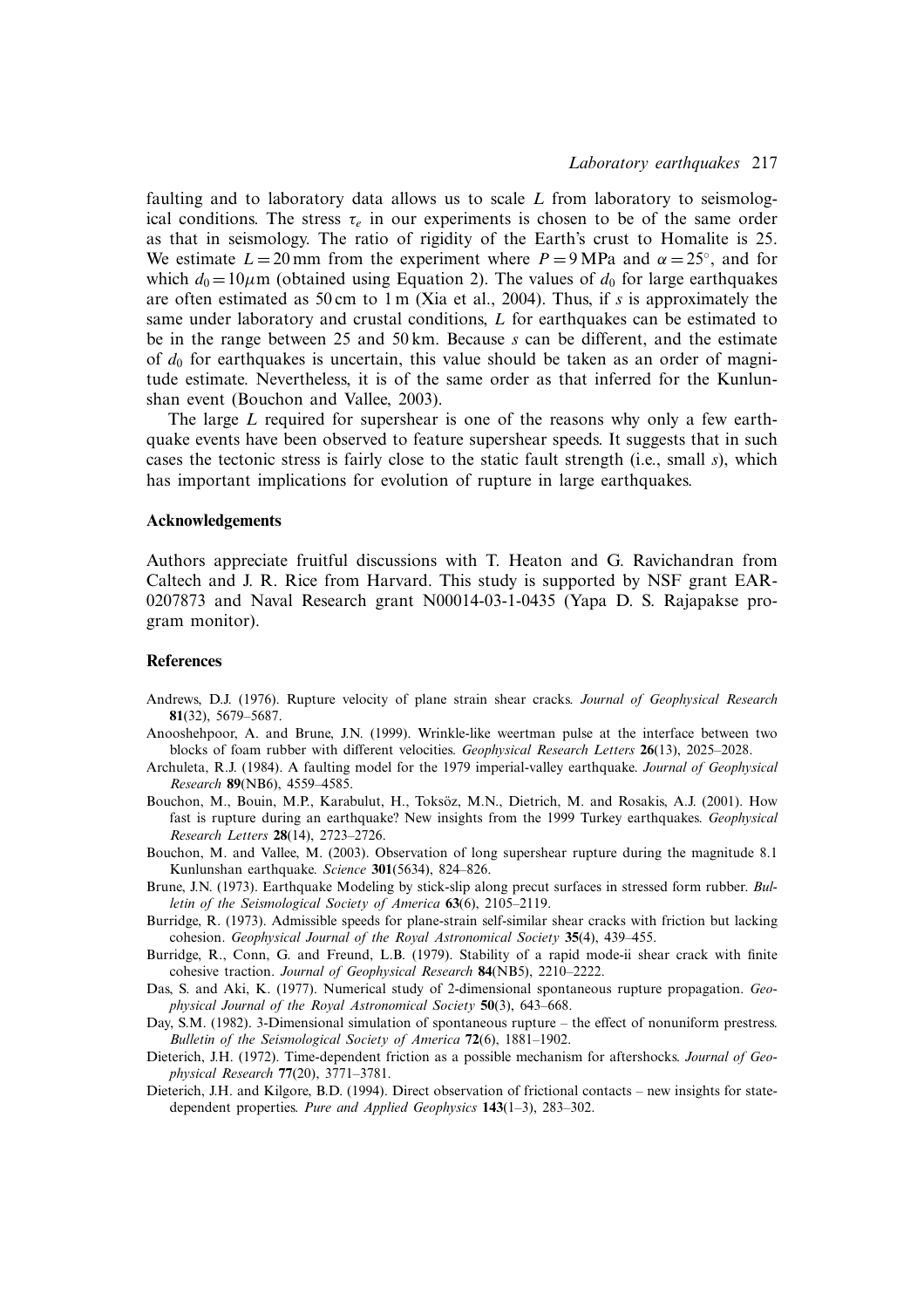faulting and to laboratory data allows us to scale $L$ from laboratory to seismological conditions. The stress $\tau_e$ in our experiments is chosen to be of the same order as that in seismology. The ratio of rigidity of the Earth's crust to Homalite is 25. We estimate $L = 20$ mm from the experiment where $P = 9$ MPa and $\alpha = 25^{\circ}$, and for which $d_0 = 10\mu$m (obtained using Equation 2). The values of $d_0$ for large earthquakes are often estimated as 50 cm to 1 m (Xia et al., 2004). Thus, if $s$ is approximately the same under laboratory and crustal conditions, $L$ for earthquakes can be estimated to be in the range between 25 and 50 km. Because $s$ can be different, and the estimate of $d_0$ for earthquakes is uncertain, this value should be taken as an order of magnitude estimate. Nevertheless, it is of the same order as that inferred for the Kunlunshan event (Bouchon and Vallee, 2003).

The large $L$ required for supershear is one of the reasons why only a few earthquake events have been observed to feature supershear speeds. It suggests that in such cases the tectonic stress is fairly close to the static fault strength (i.e., small $s$), which has important implications for evolution of rupture in large earthquakes.

## Acknowledgements

Authors appreciate fruitful discussions with T. Heaton and G. Ravichandran from Caltech and J. R. Rice from Harvard. This study is supported by NSF grant EAR-0207873 and Naval Research grant N00014-03-1-0435 (Yapa D. S. Rajapakse program monitor).

## References

Andrews, D.J. (1976). Rupture velocity of plane strain shear cracks. *Journal of Geophysical Research* **81**(32), 5679–5687.

Anooshehpoor, A. and Brune, J.N. (1999). Wrinkle-like weertman pulse at the interface between two blocks of foam rubber with different velocities. *Geophysical Research Letters* **26**(13), 2025–2028.

Archuleta, R.J. (1984). A faulting model for the 1979 imperial-valley earthquake. *Journal of Geophysical Research* **89**(NB6), 4559–4585.

Bouchon, M., Bouin, M.P., Karabulut, H., Toksöz, M.N., Dietrich, M. and Rosakis, A.J. (2001). How fast is rupture during an earthquake? New insights from the 1999 Turkey earthquakes. *Geophysical Research Letters* **28**(14), 2723–2726.

Bouchon, M. and Vallee, M. (2003). Observation of long supershear rupture during the magnitude 8.1 Kunlunshan earthquake. *Science* **301**(5634), 824–826.

Brune, J.N. (1973). Earthquake Modeling by stick-slip along precut surfaces in stressed form rubber. *Bulletin of the Seismological Society of America* **63**(6), 2105–2119.

Burridge, R. (1973). Admissible speeds for plane-strain self-similar shear cracks with friction but lacking cohesion. *Geophysical Journal of the Royal Astronomical Society* **35**(4), 439–455.

Burridge, R., Conn, G. and Freund, L.B. (1979). Stability of a rapid mode-ii shear crack with finite cohesive traction. *Journal of Geophysical Research* **84**(NB5), 2210–2222.

Das, S. and Aki, K. (1977). Numerical study of 2-dimensional spontaneous rupture propagation. *Geophysical Journal of the Royal Astronomical Society* **50**(3), 643–668.

Day, S.M. (1982). 3-Dimensional simulation of spontaneous rupture – the effect of nonuniform prestress. *Bulletin of the Seismological Society of America* **72**(6), 1881–1902.

Dieterich, J.H. (1972). Time-dependent friction as a possible mechanism for aftershocks. *Journal of Geophysical Research* **77**(20), 3771–3781.

Dieterich, J.H. and Kilgore, B.D. (1994). Direct observation of frictional contacts – new insights for state-dependent properties. *Pure and Applied Geophysics* **143**(1–3), 283–302.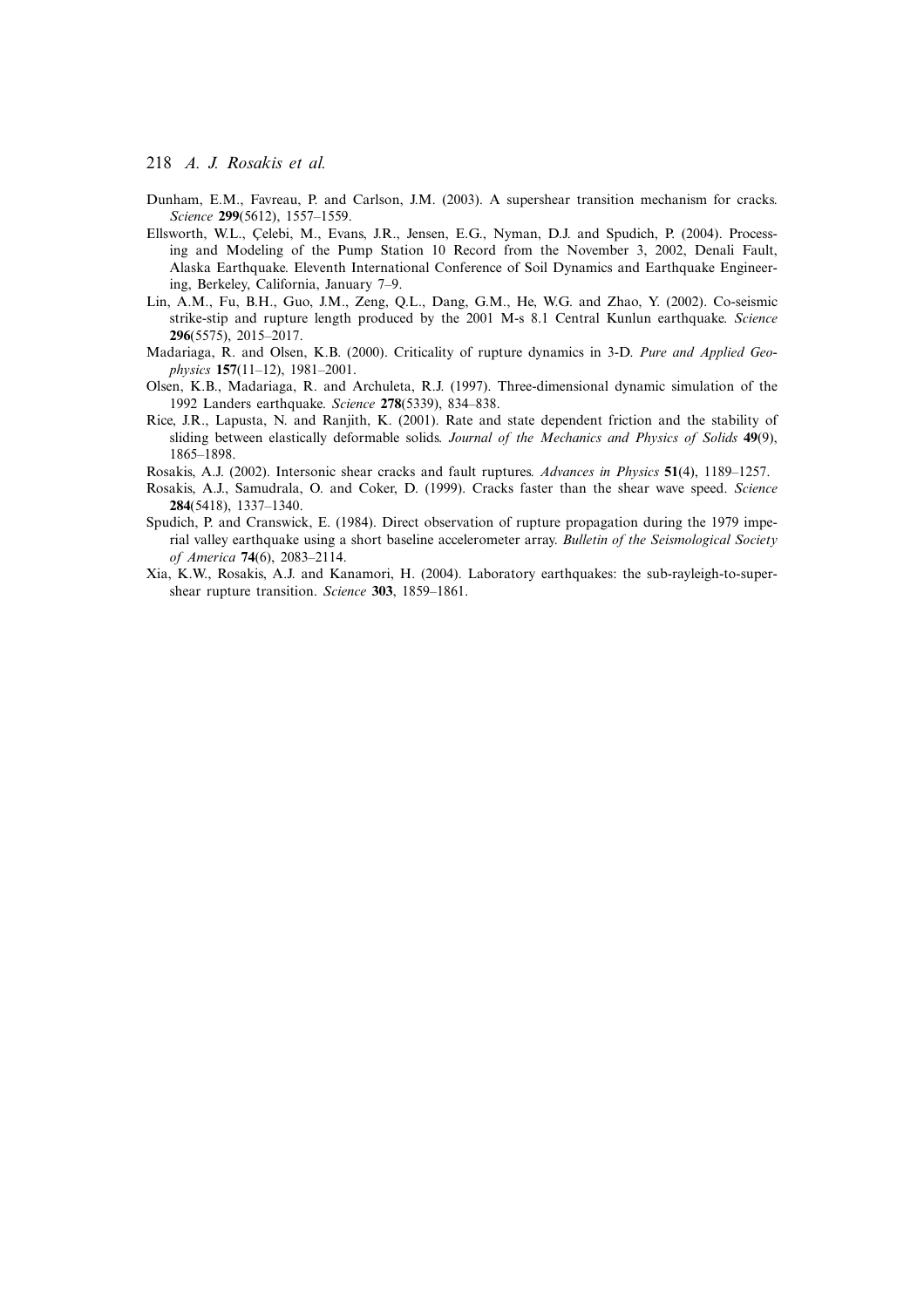Dunham, E.M., Favreau, P. and Carlson, J.M. (2003). A supershear transition mechanism for cracks. *Science* **299**(5612), 1557–1559.

Ellsworth, W.L., Çelebi, M., Evans, J.R., Jensen, E.G., Nyman, D.J. and Spudich, P. (2004). Processing and Modeling of the Pump Station 10 Record from the November 3, 2002, Denali Fault, Alaska Earthquake. Eleventh International Conference of Soil Dynamics and Earthquake Engineering, Berkeley, California, January 7–9.

Lin, A.M., Fu, B.H., Guo, J.M., Zeng, Q.L., Dang, G.M., He, W.G. and Zhao, Y. (2002). Co-seismic strike-stip and rupture length produced by the 2001 M-s 8.1 Central Kunlun earthquake. *Science* **296**(5575), 2015–2017.

Madariaga, R. and Olsen, K.B. (2000). Criticality of rupture dynamics in 3-D. *Pure and Applied Geophysics* **157**(11–12), 1981–2001.

Olsen, K.B., Madariaga, R. and Archuleta, R.J. (1997). Three-dimensional dynamic simulation of the 1992 Landers earthquake. *Science* **278**(5339), 834–838.

Rice, J.R., Lapusta, N. and Ranjith, K. (2001). Rate and state dependent friction and the stability of sliding between elastically deformable solids. *Journal of the Mechanics and Physics of Solids* **49**(9), 1865–1898.

Rosakis, A.J. (2002). Intersonic shear cracks and fault ruptures. *Advances in Physics* **51**(4), 1189–1257.

Rosakis, A.J., Samudrala, O. and Coker, D. (1999). Cracks faster than the shear wave speed. *Science* **284**(5418), 1337–1340.

Spudich, P. and Cranswick, E. (1984). Direct observation of rupture propagation during the 1979 imperial valley earthquake using a short baseline accelerometer array. *Bulletin of the Seismological Society of America* **74**(6), 2083–2114.

Xia, K.W., Rosakis, A.J. and Kanamori, H. (2004). Laboratory earthquakes: the sub-rayleigh-to-supershear rupture transition. *Science* **303**, 1859–1861.